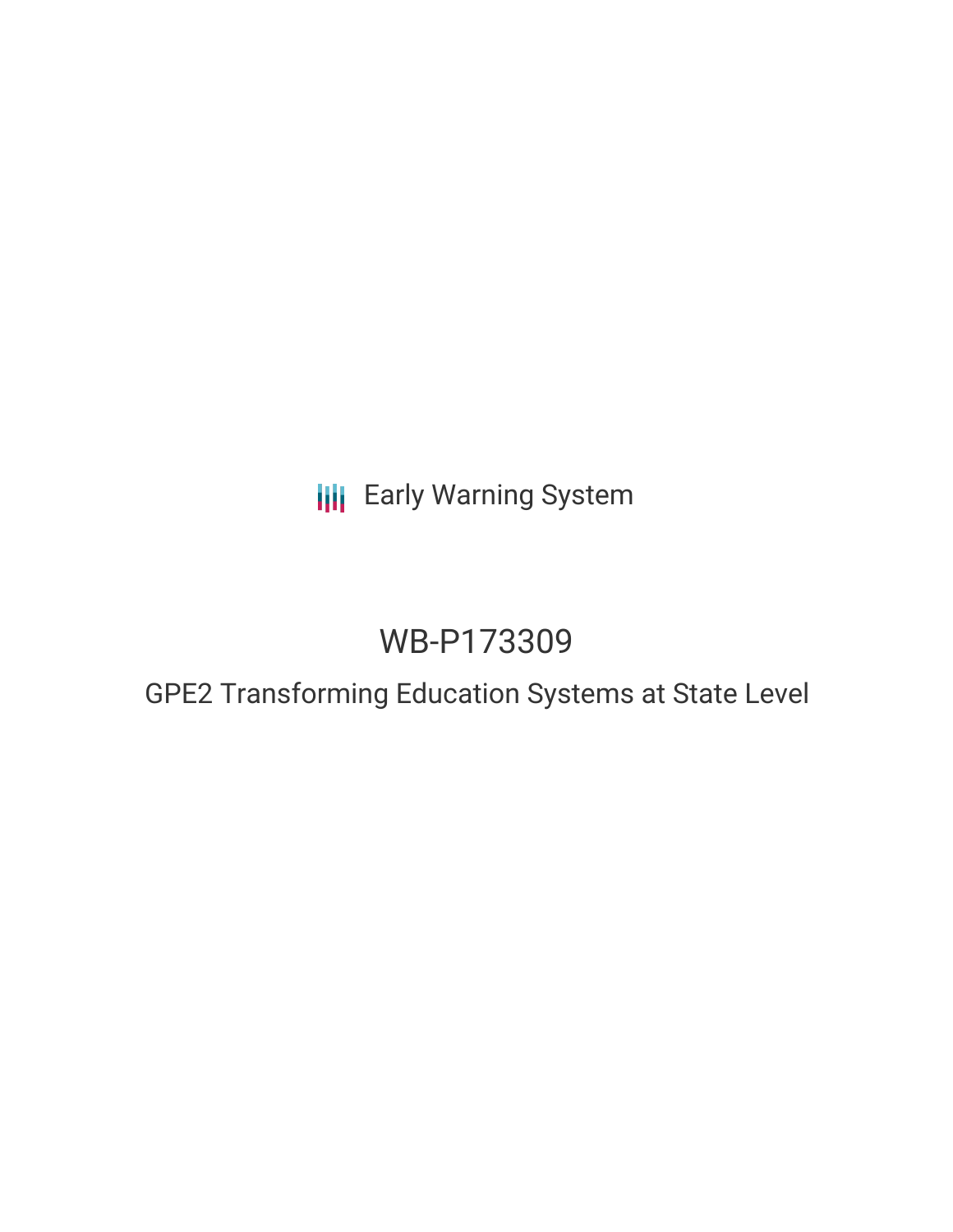Early Warning System

# WB-P173309

## GPE2 Transforming Education Systems at State Level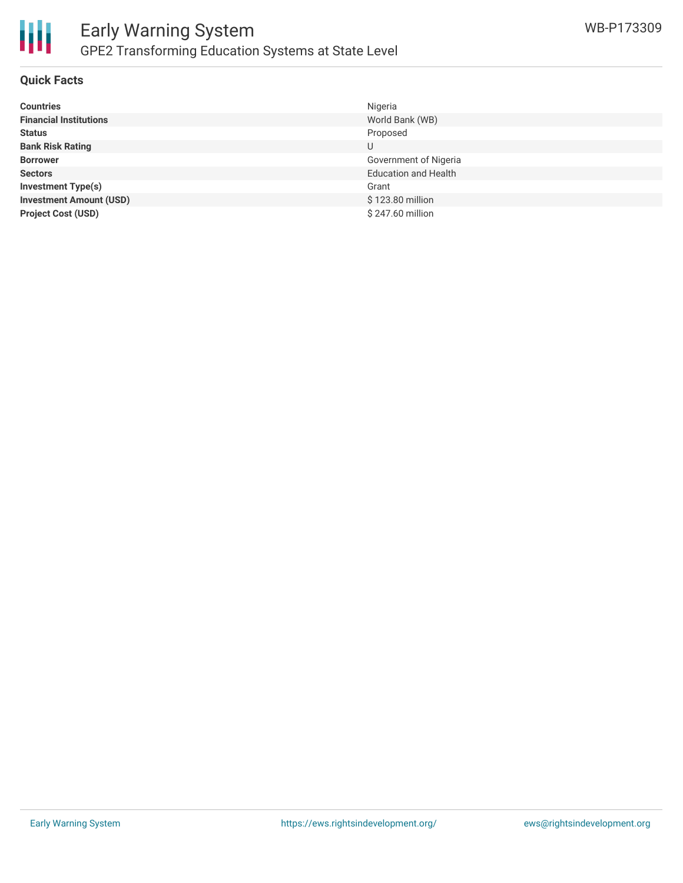## Quick Facts

| | |
|---|---|
| **Countries** | Nigeria |
| **Financial Institutions** | World Bank (WB) |
| **Status** | Proposed |
| **Bank Risk Rating** | U |
| **Borrower** | Government of Nigeria |
| **Sectors** | Education and Health |
| **Investment Type(s)** | Grant |
| **Investment Amount (USD)** | $ 123.80 million |
| **Project Cost (USD)** | $ 247.60 million |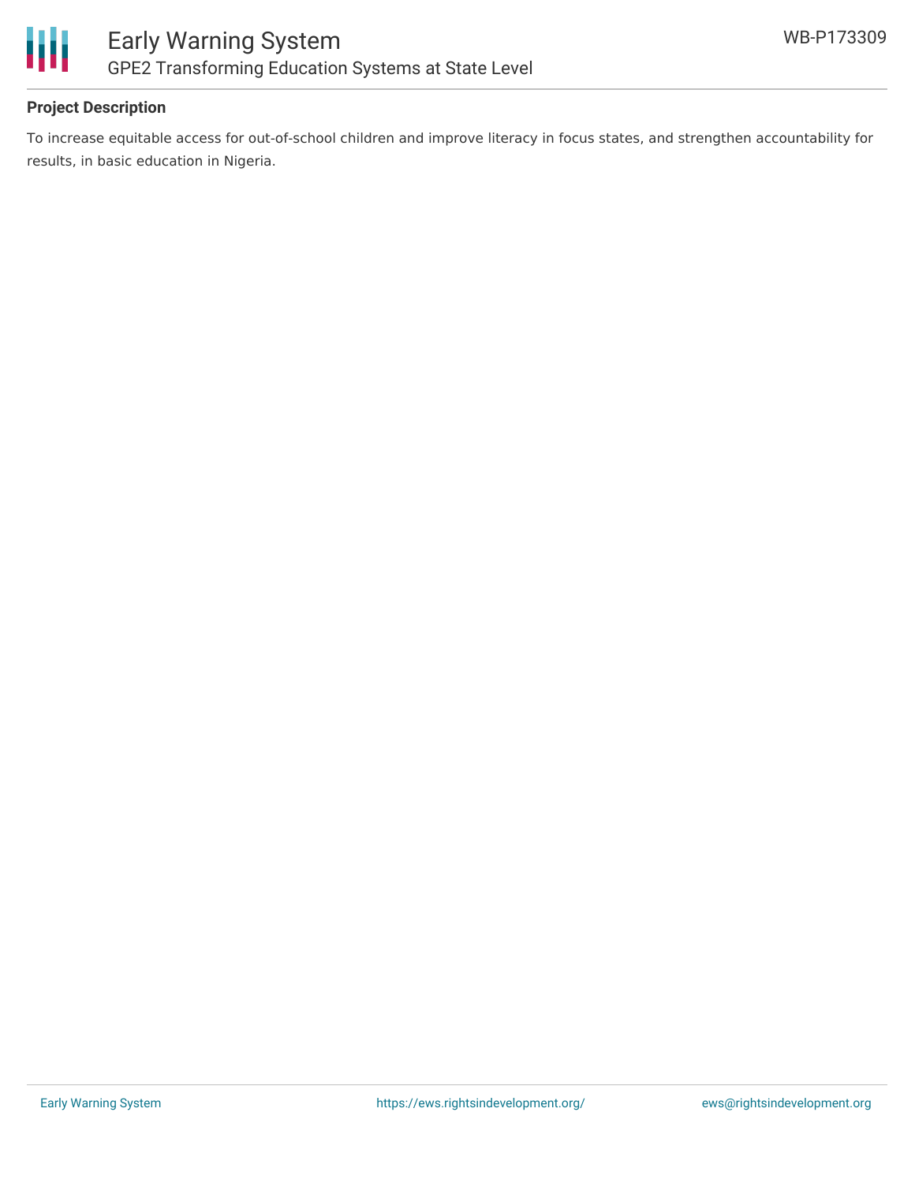### Project Description

To increase equitable access for out-of-school children and improve literacy in focus states, and strengthen accountability for results, in basic education in Nigeria.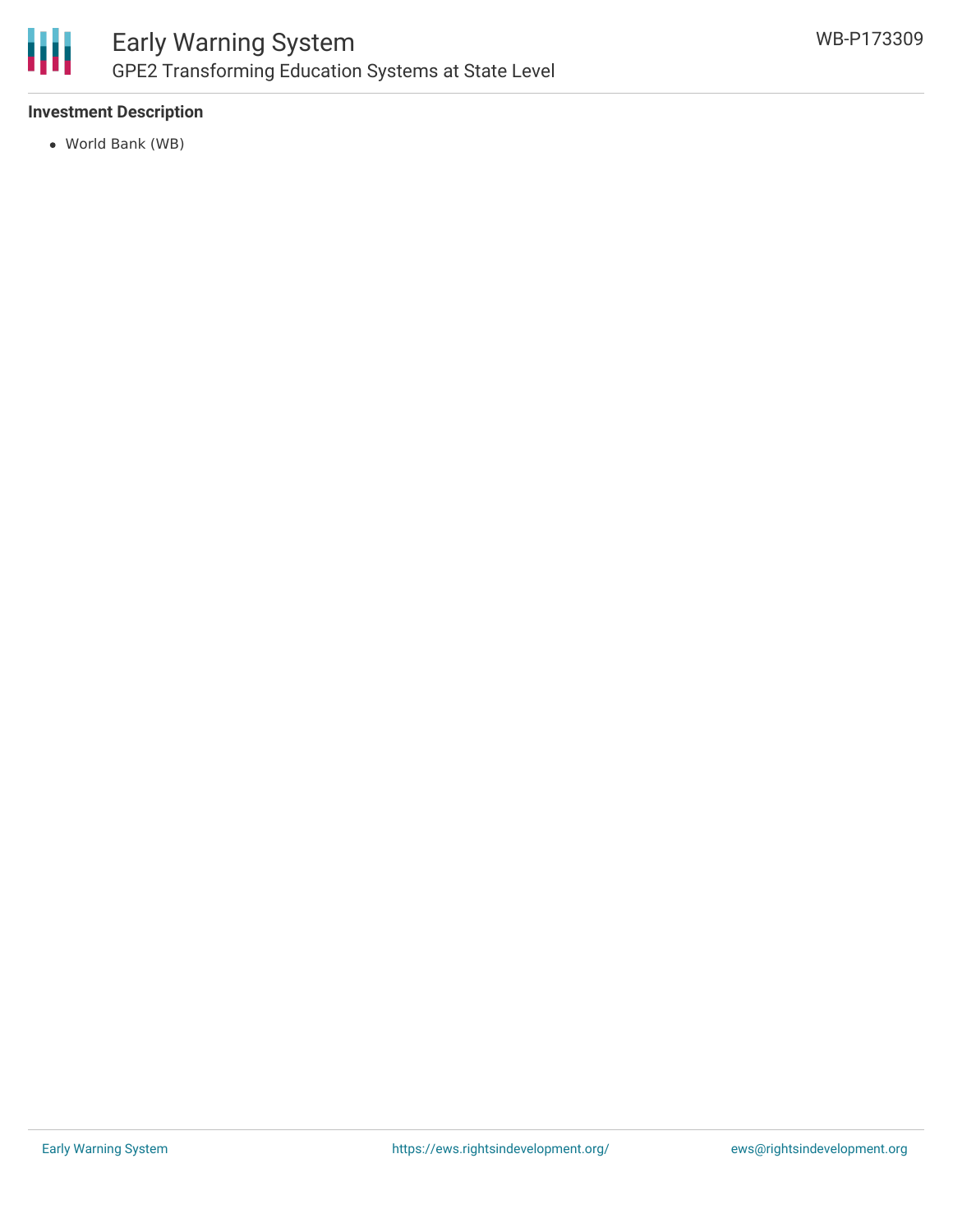### Investment Description

- World Bank (WB)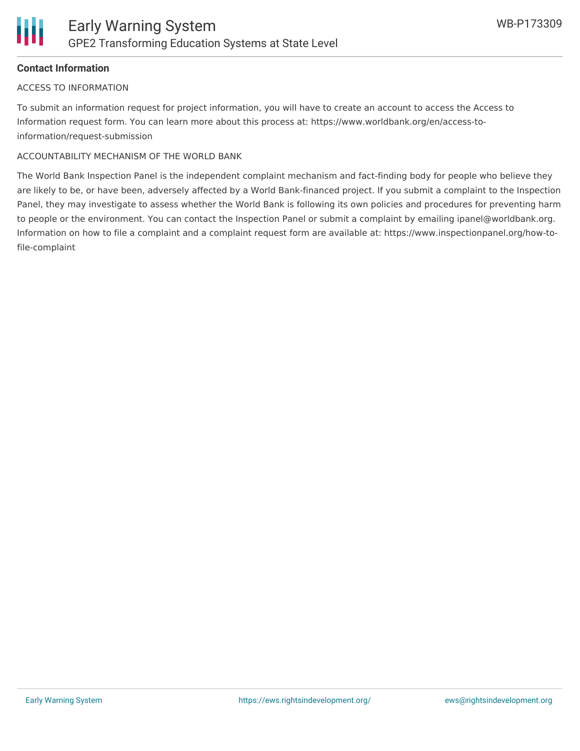**Contact Information**

ACCESS TO INFORMATION

To submit an information request for project information, you will have to create an account to access the Access to Information request form. You can learn more about this process at: https://www.worldbank.org/en/access-to-information/request-submission

ACCOUNTABILITY MECHANISM OF THE WORLD BANK

The World Bank Inspection Panel is the independent complaint mechanism and fact-finding body for people who believe they are likely to be, or have been, adversely affected by a World Bank-financed project. If you submit a complaint to the Inspection Panel, they may investigate to assess whether the World Bank is following its own policies and procedures for preventing harm to people or the environment. You can contact the Inspection Panel or submit a complaint by emailing ipanel@worldbank.org. Information on how to file a complaint and a complaint request form are available at: https://www.inspectionpanel.org/how-to-file-complaint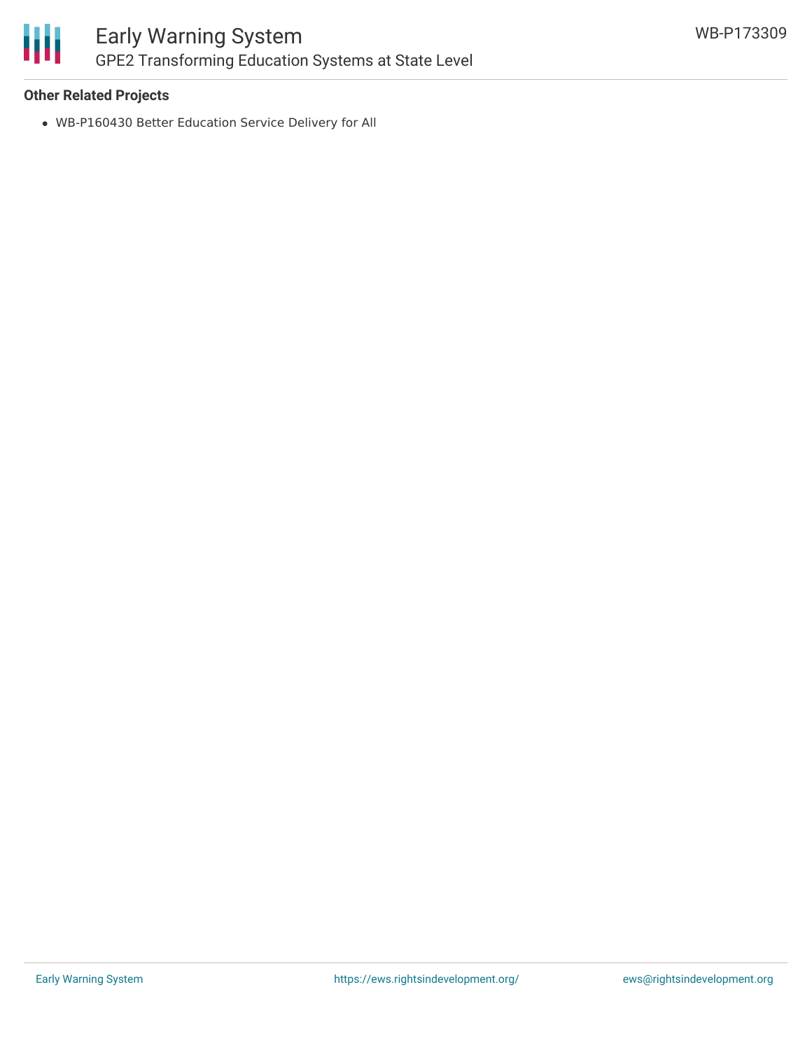**Other Related Projects**

- WB-P160430 Better Education Service Delivery for All